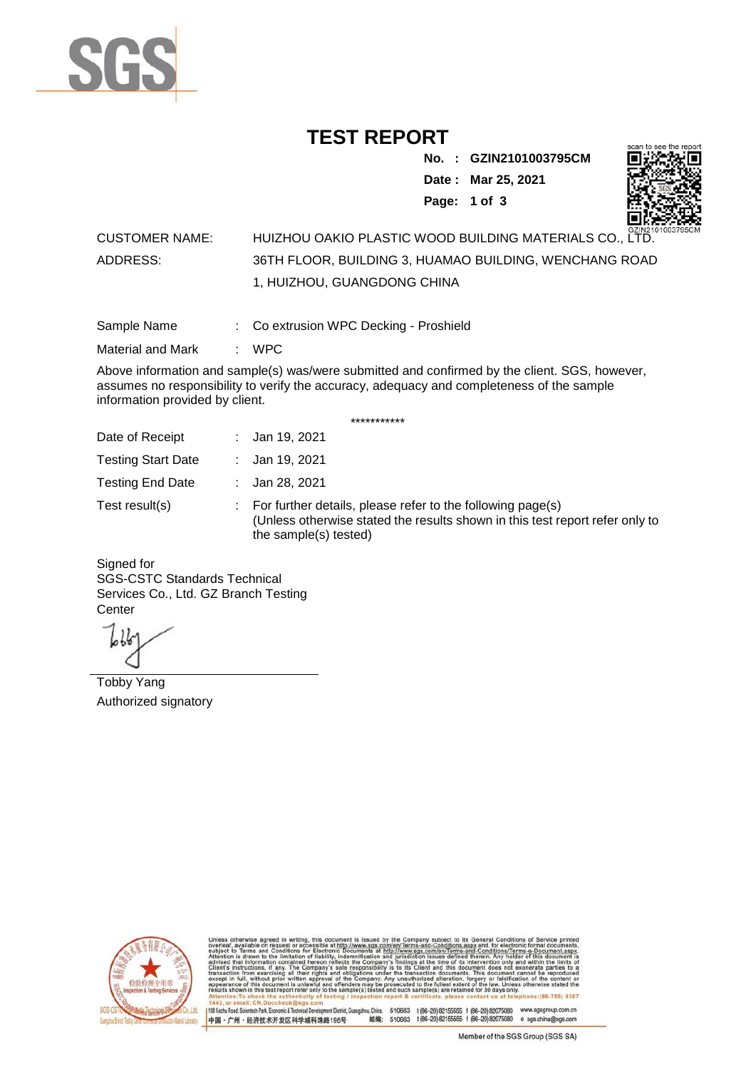# TEST REPORT

**No. : GZIN2101003795CM**

**Date : Mar 25, 2021**

CUSTOMER NAME: HUIZHOU OAKIO PLASTIC WOOD BUILDING MATERIALS CO., LTD.

ADDRESS: 36TH FLOOR, BUILDING 3, HUAMAO BUILDING, WENCHANG ROAD 1, HUIZHOU, GUANGDONG CHINA

Sample Name : Co extrusion WPC Decking - Proshield

Material and Mark : WPC

Above information and sample(s) was/were submitted and confirmed by the client. SGS, however, assumes no responsibility to verify the accuracy, adequacy and completeness of the sample information provided by client.

\*\*\*\*\*\*\*\*\*\*\*

Date of Receipt : Jan 19, 2021

Testing Start Date : Jan 19, 2021

Testing End Date : Jan 28, 2021

Test result(s) : For further details, please refer to the following page(s)
(Unless otherwise stated the results shown in this test report refer only to the sample(s) tested)

Signed for
SGS-CSTC Standards Technical Services Co., Ltd. GZ Branch Testing Center

Tobby Yang
Authorized signatory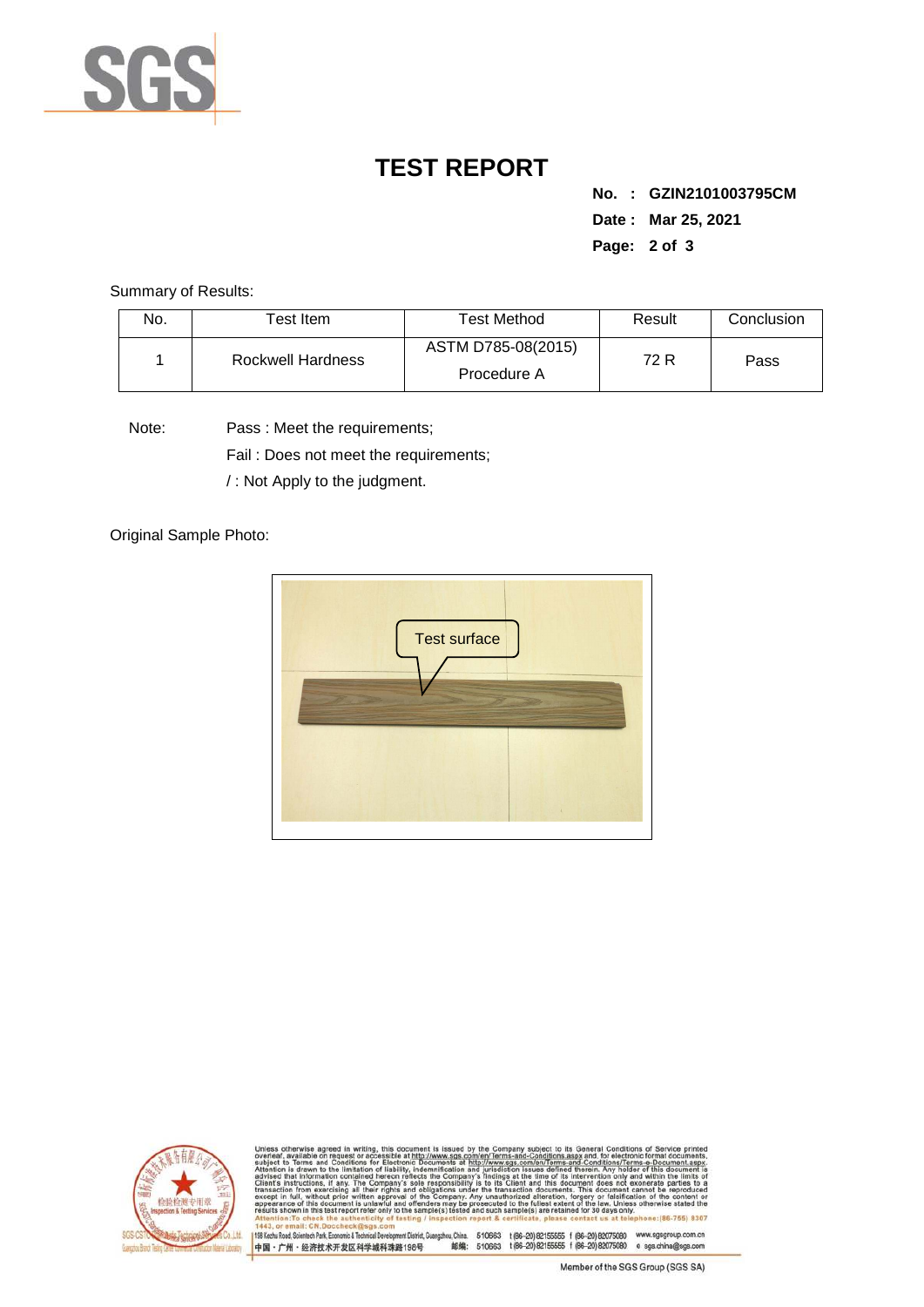# TEST REPORT

**No. : GZIN2101003795CM**
**Date : Mar 25, 2021**

Summary of Results:

| No. | Test Item | Test Method | Result | Conclusion |
|---|---|---|---|---|
| 1 | Rockwell Hardness | ASTM D785-08(2015) Procedure A | 72 R | Pass |

Note: Pass : Meet the requirements;
Fail : Does not meet the requirements;
/ : Not Apply to the judgment.

Original Sample Photo:

Test surface

Unless otherwise agreed in writing, this document is issued by the Company subject to its General Conditions of Service printed overleaf, available on request or accessible at http://www.sgs.com/en/Terms-and-Conditions.aspx and, for electronic format documents, subject to Terms and Conditions for Electronic Documents at http://www.sgs.com/en/Terms-and-Conditions/Terms-e-Document.aspx. Attention is drawn to the limitation of liability, indemnification and jurisdiction issues defined therein. Any holder of this document is advised that information contained hereon reflects the Company's findings at the time of its intervention only and within the limits of Client's instructions, if any. The Company's sole responsibility is to its Client and this document does not exonerate parties to a transaction from exercising all their rights and obligations under the transaction documents. This document cannot be reproduced except in full, without prior written approval of the Company. Any unauthorized alteration, forgery or falsification of the content or appearance of this document is unlawful and offenders may be prosecuted to the fullest extent of the law. Unless otherwise stated the results shown in this test report refer only to the sample(s) tested and such sample(s) are retained for 30 days only.
Attention: To check the authenticity of testing / inspection report & certificate, please contact us at telephone: (86-755) 8307 1443, or email: CN.Doccheck@sgs.com

198 Kezhu Road, Scientech Park, Economic & Technical Development District, Guangzhou, China. 510663 t (86-20) 82155555 f (86-20) 82075080 www.sgsgroup.com.cn
中国・广州・经济技术开发区科学城科珠路198号 邮编: 510663 t (86-20) 82155555 f (86-20) 82075080 e sgs.china@sgs.com

Member of the SGS Group (SGS SA)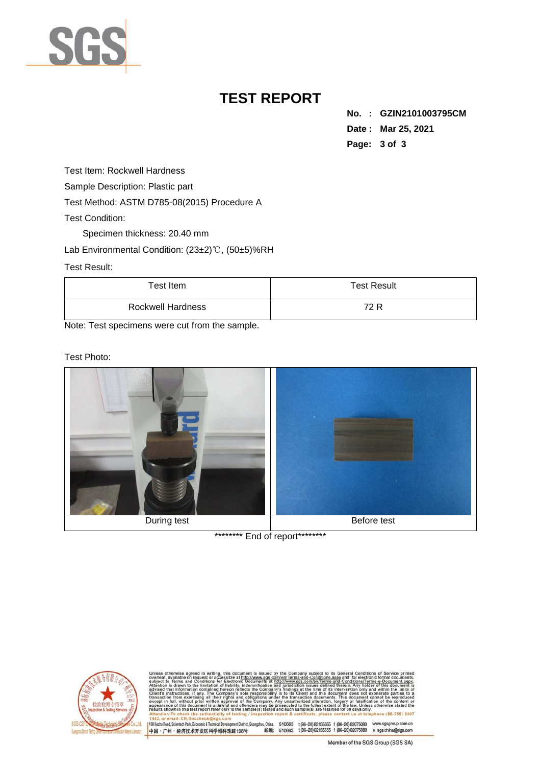# TEST REPORT

**No. : GZIN2101003795CM**

**Date : Mar 25, 2021**

Test Item: Rockwell Hardness

Sample Description: Plastic part

Test Method: ASTM D785-08(2015) Procedure A

Test Condition:

Specimen thickness: 20.40 mm

Lab Environmental Condition: (23±2)℃, (50±5)%RH

Test Result:

| Test Item | Test Result |
|---|---|
| Rockwell Hardness | 72 R |

Note: Test specimens were cut from the sample.

Test Photo:

| During test | Before test |
|---|---|

******** End of report********

Unless otherwise agreed in writing, this document is issued by the Company subject to its General Conditions of Service printed overleaf, available on request or accessible at http://www.sgs.com/en/Terms-and-Conditions.aspx and, for electronic format documents, subject to Terms and Conditions for Electronic Documents at http://www.sgs.com/en/Terms-and-Conditions/Terms-e-Document.aspx. Attention is drawn to the limitation of liability, indemnification and jurisdiction issues defined therein. Any holder of this document is advised that information contained hereon reflects the Company's findings at the time of its intervention only and within the limits of Client's instructions, if any. The Company's sole responsibility is to its Client and this document does not exonerate parties to a transaction from exercising all their rights and obligations under the transaction documents. This document cannot be reproduced except in full, without prior written approval of the Company. Any unauthorized alteration, forgery or falsification of the content or appearance of this document is unlawful and offenders may be prosecuted to the fullest extent of the law. Unless otherwise stated the results shown in this test report refer only to the sample(s) tested and such sample(s) are retained for 30 days only.
Attention: To check the authenticity of testing / inspection report & certificate, please contact us at telephone: (86-755) 8307 1443, or email: CN.Doccheck@sgs.com

198 Kezhu Road, Scientech Park, Economic & Technical Development District, Guangzhou, China. 510663 t (86-20) 82155555 f (86-20) 82075080 www.sgsgroup.com.cn
中国・广州・经济技术开发区科学城科珠路198号 邮编: 510663 t (86-20) 82155555 f (86-20) 82075080 e sgs.china@sgs.com

Member of the SGS Group (SGS SA)